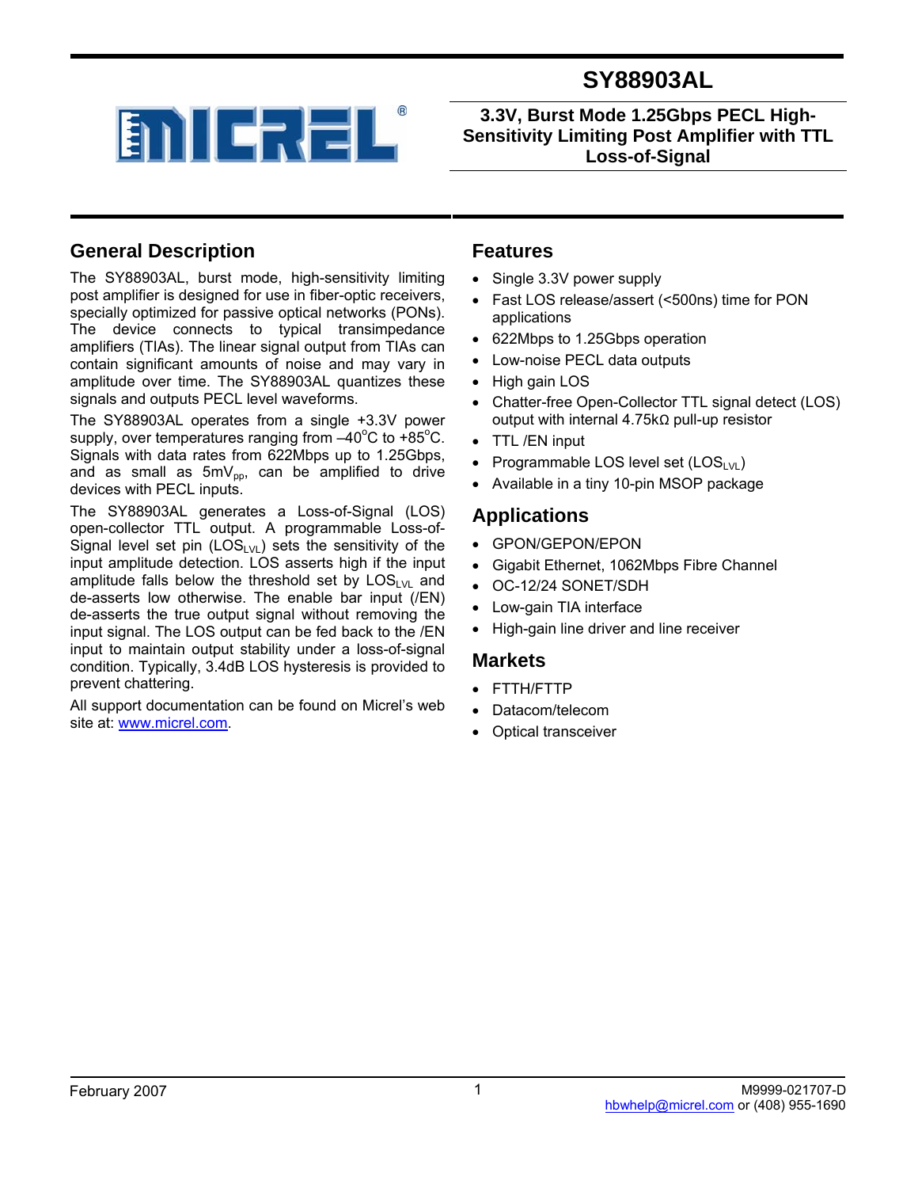# SY88903AL

## 3.3V, Burst Mode 1.25Gbps PECL High-Sensitivity Limiting Post Amplifier with TTL Loss-of-Signal

## General Description

The SY88903AL, burst mode, high-sensitivity limiting post amplifier is designed for use in fiber-optic receivers, specially optimized for passive optical networks (PONs). The device connects to typical transimpedance amplifiers (TIAs). The linear signal output from TIAs can contain significant amounts of noise and may vary in amplitude over time. The SY88903AL quantizes these signals and outputs PECL level waveforms.

The SY88903AL operates from a single +3.3V power supply, over temperatures ranging from –40°C to +85°C. Signals with data rates from 622Mbps up to 1.25Gbps, and as small as $5mV_{pp}$, can be amplified to drive devices with PECL inputs.

The SY88903AL generates a Loss-of-Signal (LOS) open-collector TTL output. A programmable Loss-of-Signal level set pin ($LOS_{LVL}$) sets the sensitivity of the input amplitude detection. LOS asserts high if the input amplitude falls below the threshold set by $LOS_{LVL}$ and de-asserts low otherwise. The enable bar input (/EN) de-asserts the true output signal without removing the input signal. The LOS output can be fed back to the /EN input to maintain output stability under a loss-of-signal condition. Typically, 3.4dB LOS hysteresis is provided to prevent chattering.

All support documentation can be found on Micrel's web site at: www.micrel.com.

## Features

- Single 3.3V power supply
- Fast LOS release/assert (<500ns) time for PON applications
- 622Mbps to 1.25Gbps operation
- Low-noise PECL data outputs
- High gain LOS
- Chatter-free Open-Collector TTL signal detect (LOS) output with internal 4.75kΩ pull-up resistor
- TTL /EN input
- Programmable LOS level set ($LOS_{LVL}$)
- Available in a tiny 10-pin MSOP package

## Applications

- GPON/GEPON/EPON
- Gigabit Ethernet, 1062Mbps Fibre Channel
- OC-12/24 SONET/SDH
- Low-gain TIA interface
- High-gain line driver and line receiver

## Markets

- FTTH/FTTP
- Datacom/telecom
- Optical transceiver

February 2007

M9999-021707-D
hbwhelp@micrel.com or (408) 955-1690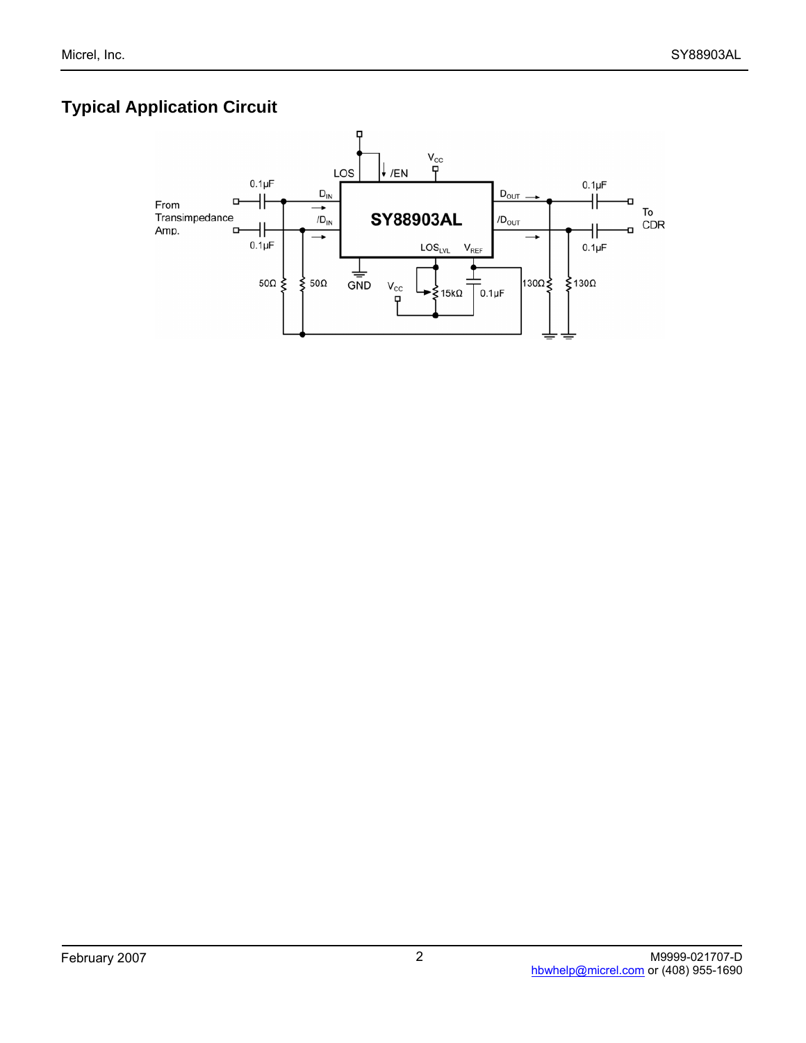## Typical Application Circuit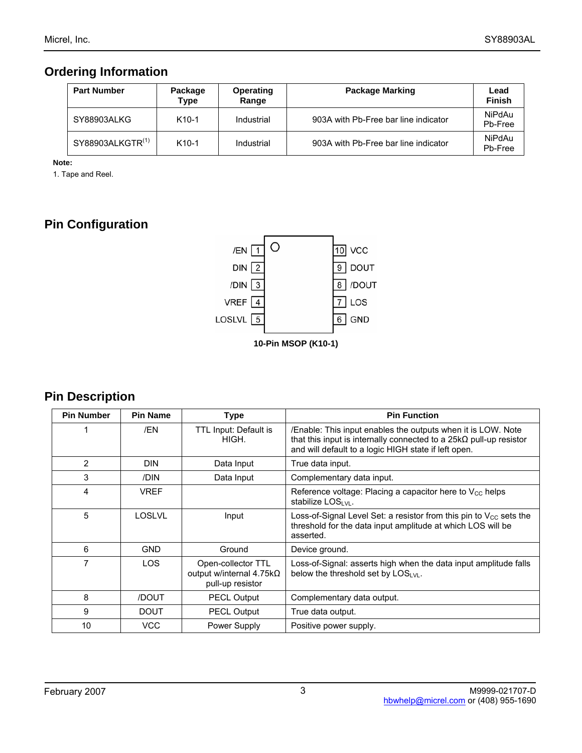## Ordering Information

| Part Number | Package Type | Operating Range | Package Marking | Lead Finish |
|---|---|---|---|---|
| SY88903ALKG | K10-1 | Industrial | 903A with Pb-Free bar line indicator | NiPdAu Pb-Free |
| SY88903ALKGTR[1] | K10-1 | Industrial | 903A with Pb-Free bar line indicator | NiPdAu Pb-Free |

**Note:**

1. Tape and Reel.

## Pin Configuration

| Pin | Name | | Pin | Name |
|---|---|---|---|---|
| 1 | /EN | | 10 | VCC |
| 2 | DIN | | 9 | DOUT |
| 3 | /DIN | | 8 | /DOUT |
| 4 | VREF | | 7 | LOS |
| 5 | LOSLVL | | 6 | GND |

**10-Pin MSOP (K10-1)**

## Pin Description

| Pin Number | Pin Name | Type | Pin Function |
|---|---|---|---|
| 1 | /EN | TTL Input: Default is HIGH. | /Enable: This input enables the outputs when it is LOW. Note that this input is internally connected to a 25kΩ pull-up resistor and will default to a logic HIGH state if left open. |
| 2 | DIN | Data Input | True data input. |
| 3 | /DIN | Data Input | Complementary data input. |
| 4 | VREF | | Reference voltage: Placing a capacitor here to $V_{CC}$ helps stabilize $LOS_{LVL}$. |
| 5 | LOSLVL | Input | Loss-of-Signal Level Set: a resistor from this pin to $V_{CC}$ sets the threshold for the data input amplitude at which LOS will be asserted. |
| 6 | GND | Ground | Device ground. |
| 7 | LOS | Open-collector TTL output w/internal 4.75kΩ pull-up resistor | Loss-of-Signal: asserts high when the data input amplitude falls below the threshold set by $LOS_{LVL}$. |
| 8 | /DOUT | PECL Output | Complementary data output. |
| 9 | DOUT | PECL Output | True data output. |
| 10 | VCC | Power Supply | Positive power supply. |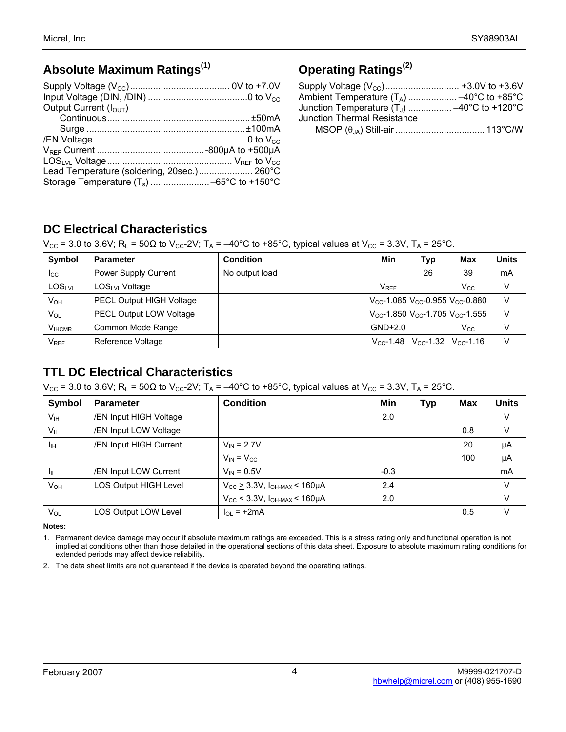## Absolute Maximum Ratings[1]

Supply Voltage ($V_{CC}$) ....................................... 0V to +7.0V
Input Voltage (DIN, /DIN) .......................................0 to $V_{CC}$
Output Current ($I_{OUT}$)
  Continuous........................................................±50mA
  Surge .............................................................±100mA
/EN Voltage ............................................................0 to $V_{CC}$
$V_{REF}$ Current ..........................................-800μA to +500μA
$LOS_{LVL}$ Voltage................................................. $V_{REF}$ to $V_{CC}$
Lead Temperature (soldering, 20sec.)..................... 260°C
Storage Temperature ($T_s$) .......................–65°C to +150°C

## Operating Ratings[2]

Supply Voltage ($V_{CC}$)............................ +3.0V to +3.6V
Ambient Temperature ($T_A$) ................... –40°C to +85°C
Junction Temperature ($T_J$) ................ –40°C to +120°C
Junction Thermal Resistance
  MSOP ($\theta_{JA}$) Still-air ................................... 113°C/W

## DC Electrical Characteristics

$V_{CC}$ = 3.0 to 3.6V; $R_L$ = 50Ω to $V_{CC}$-2V; $T_A$ = –40°C to +85°C, typical values at $V_{CC}$ = 3.3V, $T_A$ = 25°C.

| Symbol | Parameter | Condition | Min | Typ | Max | Units |
|---|---|---|---|---|---|---|
| $I_{CC}$ | Power Supply Current | No output load | | 26 | 39 | mA |
| $LOS_{LVL}$ | $LOS_{LVL}$ Voltage | | $V_{REF}$ | | $V_{CC}$ | V |
| $V_{OH}$ | PECL Output HIGH Voltage | | $V_{CC}$-1.085 | $V_{CC}$-0.955 | $V_{CC}$-0.880 | V |
| $V_{OL}$ | PECL Output LOW Voltage | | $V_{CC}$-1.850 | $V_{CC}$-1.705 | $V_{CC}$-1.555 | V |
| $V_{IHCMR}$ | Common Mode Range | | GND+2.0 | | $V_{CC}$ | V |
| $V_{REF}$ | Reference Voltage | | $V_{CC}$-1.48 | $V_{CC}$-1.32 | $V_{CC}$-1.16 | V |

## TTL DC Electrical Characteristics

$V_{CC}$ = 3.0 to 3.6V; $R_L$ = 50Ω to $V_{CC}$-2V; $T_A$ = –40°C to +85°C, typical values at $V_{CC}$ = 3.3V, $T_A$ = 25°C.

| Symbol | Parameter | Condition | Min | Typ | Max | Units |
|---|---|---|---|---|---|---|
| $V_{IH}$ | /EN Input HIGH Voltage | | 2.0 | | | V |
| $V_{IL}$ | /EN Input LOW Voltage | | | | 0.8 | V |
| $I_{IH}$ | /EN Input HIGH Current | $V_{IN}$ = 2.7V | | | 20 | μA |
| | | $V_{IN}$ = $V_{CC}$ | | | 100 | μA |
| $I_{IL}$ | /EN Input LOW Current | $V_{IN}$ = 0.5V | -0.3 | | | mA |
| $V_{OH}$ | LOS Output HIGH Level | $V_{CC} \geq 3.3V$, $I_{OH-MAX}$ < 160μA | 2.4 | | | V |
| | | $V_{CC}$ < 3.3V, $I_{OH-MAX}$ < 160μA | 2.0 | | | V |
| $V_{OL}$ | LOS Output LOW Level | $I_{OL}$ = +2mA | | | 0.5 | V |

**Notes:**

1. Permanent device damage may occur if absolute maximum ratings are exceeded. This is a stress rating only and functional operation is not implied at conditions other than those detailed in the operational sections of this data sheet. Exposure to absolute maximum rating conditions for extended periods may affect device reliability.
2. The data sheet limits are not guaranteed if the device is operated beyond the operating ratings.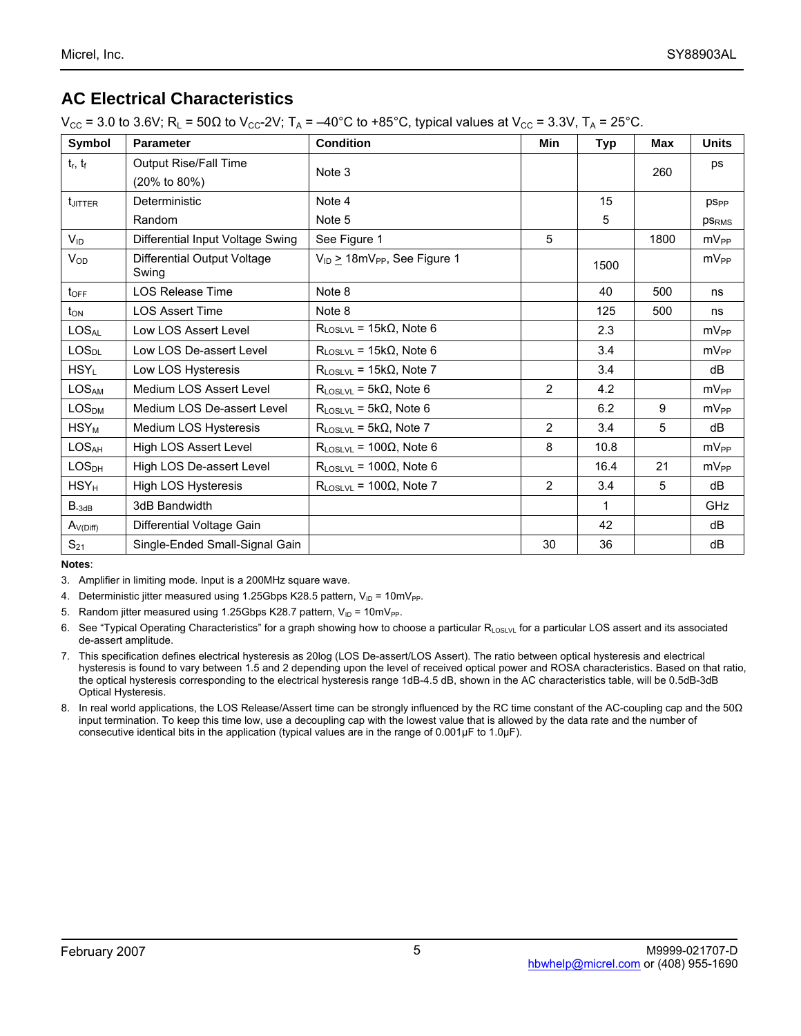## AC Electrical Characteristics

$V_{CC}$ = 3.0 to 3.6V; $R_L$ = 50Ω to $V_{CC}$-2V; $T_A$ = –40°C to +85°C, typical values at $V_{CC}$ = 3.3V, $T_A$ = 25°C.

| Symbol | Parameter | Condition | Min | Typ | Max | Units |
|---|---|---|---|---|---|---|
| $t_r$, $t_f$ | Output Rise/Fall Time (20% to 80%) | Note 3 | | | 260 | ps |
| $t_{JITTER}$ | Deterministic<br>Random | Note 4<br>Note 5 | | 15<br>5 | | $ps_{PP}$<br>$ps_{RMS}$ |
| $V_{ID}$ | Differential Input Voltage Swing | See Figure 1 | 5 | | 1800 | $mV_{PP}$ |
| $V_{OD}$ | Differential Output Voltage Swing | $V_{ID} \geq 18mV_{PP}$, See Figure 1 | | 1500 | | $mV_{PP}$ |
| $t_{OFF}$ | LOS Release Time | Note 8 | | 40 | 500 | ns |
| $t_{ON}$ | LOS Assert Time | Note 8 | | 125 | 500 | ns |
| $LOS_{AL}$ | Low LOS Assert Level | $R_{LOSLVL}$ = 15kΩ, Note 6 | | 2.3 | | $mV_{PP}$ |
| $LOS_{DL}$ | Low LOS De-assert Level | $R_{LOSLVL}$ = 15kΩ, Note 6 | | 3.4 | | $mV_{PP}$ |
| $HSY_L$ | Low LOS Hysteresis | $R_{LOSLVL}$ = 15kΩ, Note 7 | | 3.4 | | dB |
| $LOS_{AM}$ | Medium LOS Assert Level | $R_{LOSLVL}$ = 5kΩ, Note 6 | 2 | 4.2 | | $mV_{PP}$ |
| $LOS_{DM}$ | Medium LOS De-assert Level | $R_{LOSLVL}$ = 5kΩ, Note 6 | | 6.2 | 9 | $mV_{PP}$ |
| $HSY_M$ | Medium LOS Hysteresis | $R_{LOSLVL}$ = 5kΩ, Note 7 | 2 | 3.4 | 5 | dB |
| $LOS_{AH}$ | High LOS Assert Level | $R_{LOSLVL}$ = 100Ω, Note 6 | 8 | 10.8 | | $mV_{PP}$ |
| $LOS_{DH}$ | High LOS De-assert Level | $R_{LOSLVL}$ = 100Ω, Note 6 | | 16.4 | 21 | $mV_{PP}$ |
| $HSY_H$ | High LOS Hysteresis | $R_{LOSLVL}$ = 100Ω, Note 7 | 2 | 3.4 | 5 | dB |
| $B_{-3dB}$ | 3dB Bandwidth | | | 1 | | GHz |
| $A_{V(Diff)}$ | Differential Voltage Gain | | | 42 | | dB |
| $S_{21}$ | Single-Ended Small-Signal Gain | | 30 | 36 | | dB |

**Notes**:

3. Amplifier in limiting mode. Input is a 200MHz square wave.
4. Deterministic jitter measured using 1.25Gbps K28.5 pattern, $V_{ID}$ = 10$mV_{PP}$.
5. Random jitter measured using 1.25Gbps K28.7 pattern, $V_{ID}$ = 10$mV_{PP}$.
6. See "Typical Operating Characteristics" for a graph showing how to choose a particular $R_{LOSLVL}$ for a particular LOS assert and its associated de-assert amplitude.
7. This specification defines electrical hysteresis as 20log (LOS De-assert/LOS Assert). The ratio between optical hysteresis and electrical hysteresis is found to vary between 1.5 and 2 depending upon the level of received optical power and ROSA characteristics. Based on that ratio, the optical hysteresis corresponding to the electrical hysteresis range 1dB-4.5 dB, shown in the AC characteristics table, will be 0.5dB-3dB Optical Hysteresis.
8. In real world applications, the LOS Release/Assert time can be strongly influenced by the RC time constant of the AC-coupling cap and the 50Ω input termination. To keep this time low, use a decoupling cap with the lowest value that is allowed by the data rate and the number of consecutive identical bits in the application (typical values are in the range of 0.001µF to 1.0µF).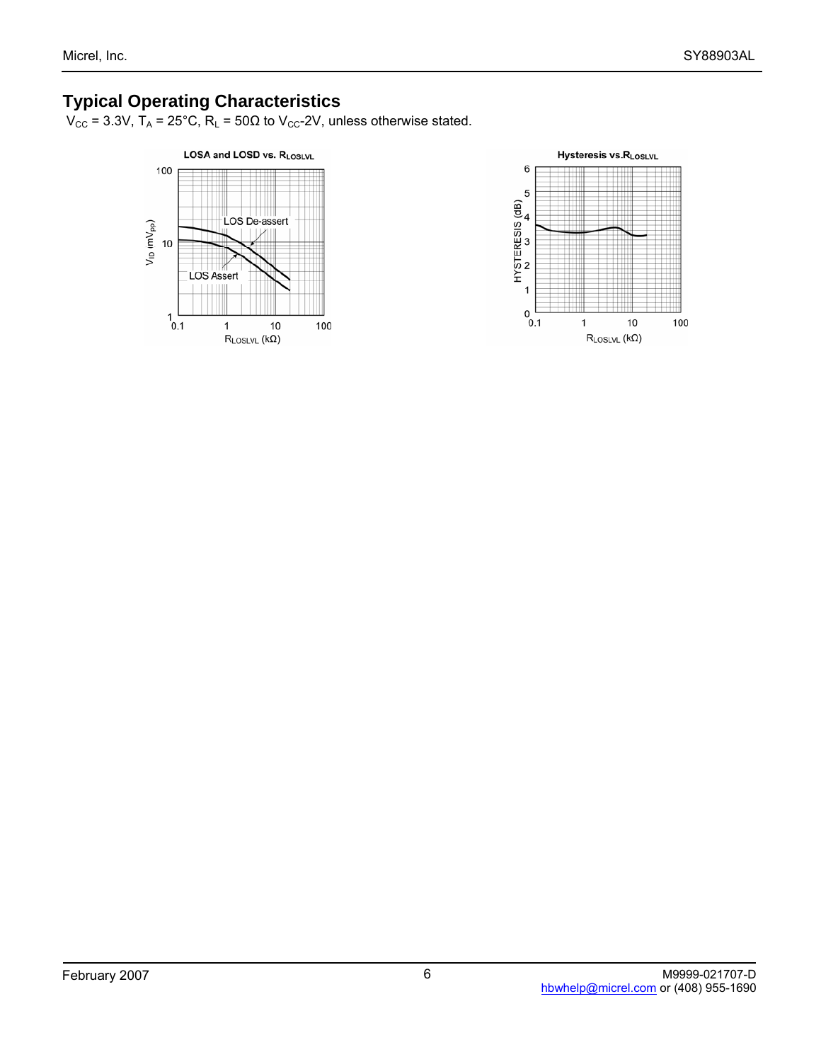## Typical Operating Characteristics

$V_{CC}$ = 3.3V, $T_A$ = 25°C, $R_L$ = 50Ω to $V_{CC}$-2V, unless otherwise stated.

LOSA and LOSD vs. $R_{LOSLVL}$

Hysteresis vs. $R_{LOSLVL}$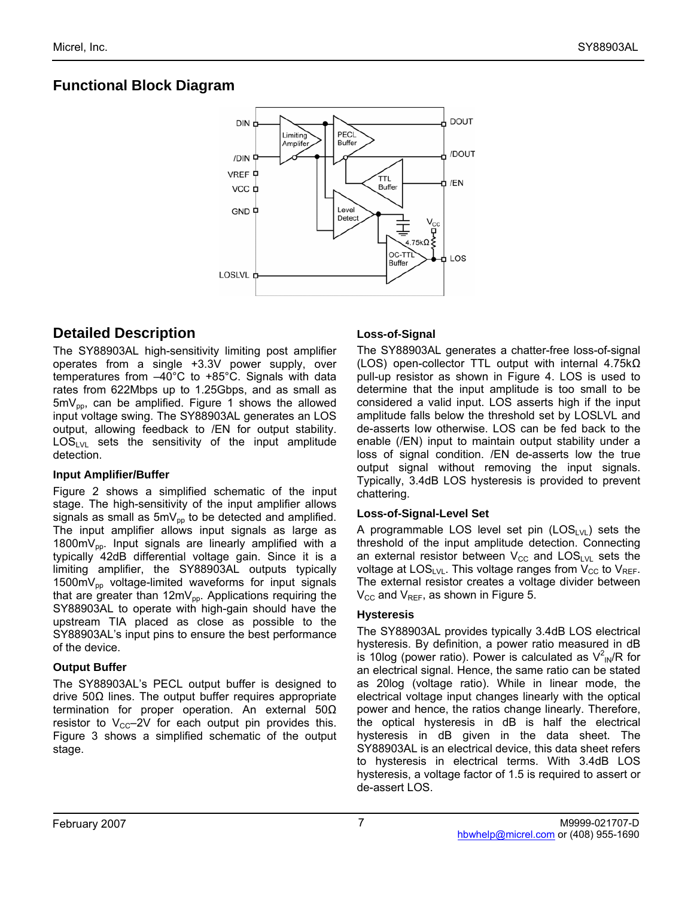## Functional Block Diagram

## Detailed Description

The SY88903AL high-sensitivity limiting post amplifier operates from a single +3.3V power supply, over temperatures from –40°C to +85°C. Signals with data rates from 622Mbps up to 1.25Gbps, and as small as $5mV_{pp}$, can be amplified. Figure 1 shows the allowed input voltage swing. The SY88903AL generates an LOS output, allowing feedback to /EN for output stability. $LOS_{LVL}$ sets the sensitivity of the input amplitude detection.

### Input Amplifier/Buffer

Figure 2 shows a simplified schematic of the input stage. The high-sensitivity of the input amplifier allows signals as small as $5mV_{pp}$ to be detected and amplified. The input amplifier allows input signals as large as $1800mV_{pp}$. Input signals are linearly amplified with a typically 42dB differential voltage gain. Since it is a limiting amplifier, the SY88903AL outputs typically $1500mV_{pp}$ voltage-limited waveforms for input signals that are greater than $12mV_{pp}$. Applications requiring the SY88903AL to operate with high-gain should have the upstream TIA placed as close as possible to the SY88903AL's input pins to ensure the best performance of the device.

### Output Buffer

The SY88903AL's PECL output buffer is designed to drive 50Ω lines. The output buffer requires appropriate termination for proper operation. An external 50Ω resistor to $V_{CC}$–2V for each output pin provides this. Figure 3 shows a simplified schematic of the output stage.

### Loss-of-Signal

The SY88903AL generates a chatter-free loss-of-signal (LOS) open-collector TTL output with internal 4.75kΩ pull-up resistor as shown in Figure 4. LOS is used to determine that the input amplitude is too small to be considered a valid input. LOS asserts high if the input amplitude falls below the threshold set by LOSLVL and de-asserts low otherwise. LOS can be fed back to the enable (/EN) input to maintain output stability under a loss of signal condition. /EN de-asserts low the true output signal without removing the input signals. Typically, 3.4dB LOS hysteresis is provided to prevent chattering.

### Loss-of-Signal-Level Set

A programmable LOS level set pin ($LOS_{LVL}$) sets the threshold of the input amplitude detection. Connecting an external resistor between $V_{CC}$ and $LOS_{LVL}$ sets the voltage at $LOS_{LVL}$. This voltage ranges from $V_{CC}$ to $V_{REF}$. The external resistor creates a voltage divider between $V_{CC}$ and $V_{REF}$, as shown in Figure 5.

### Hysteresis

The SY88903AL provides typically 3.4dB LOS electrical hysteresis. By definition, a power ratio measured in dB is 10log (power ratio). Power is calculated as $V^2_{IN}/R$ for an electrical signal. Hence, the same ratio can be stated as 20log (voltage ratio). While in linear mode, the electrical voltage input changes linearly with the optical power and hence, the ratios change linearly. Therefore, the optical hysteresis in dB is half the electrical hysteresis in dB given in the data sheet. The SY88903AL is an electrical device, this data sheet refers to hysteresis in electrical terms. With 3.4dB LOS hysteresis, a voltage factor of 1.5 is required to assert or de-assert LOS.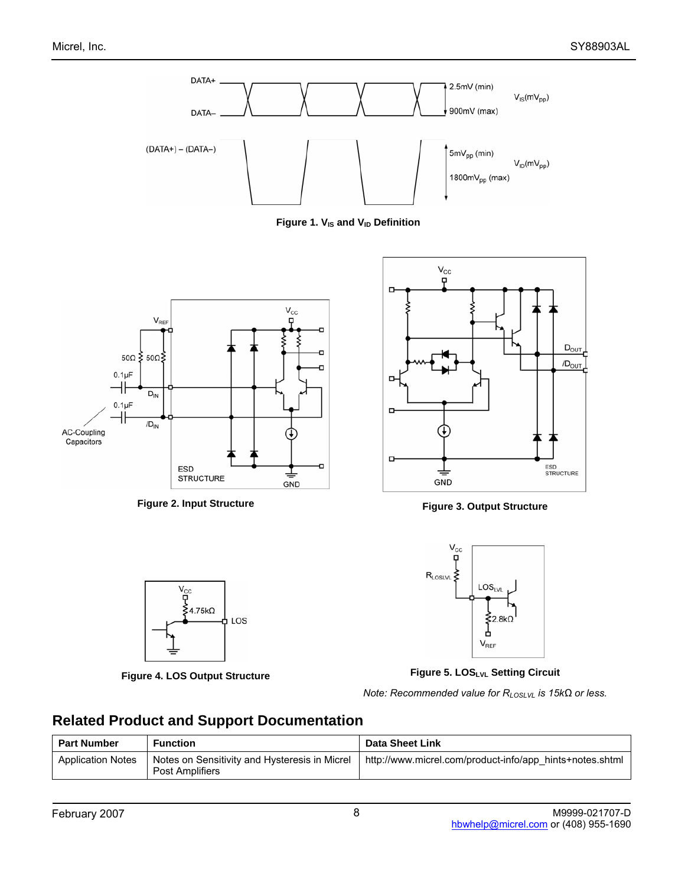**Figure 1. $V_{IS}$ and $V_{ID}$ Definition**

**Figure 2. Input Structure**

**Figure 3. Output Structure**

**Figure 4. LOS Output Structure**

**Figure 5. $LOS_{LVL}$ Setting Circuit**

*Note: Recommended value for $R_{LOSLVL}$ is 15kΩ or less.*

## Related Product and Support Documentation

| Part Number | Function | Data Sheet Link |
|---|---|---|
| Application Notes | Notes on Sensitivity and Hysteresis in Micrel Post Amplifiers | http://www.micrel.com/product-info/app_hints+notes.shtml |

February 2007

M9999-021707-D
hbwhelp@micrel.com or (408) 955-1690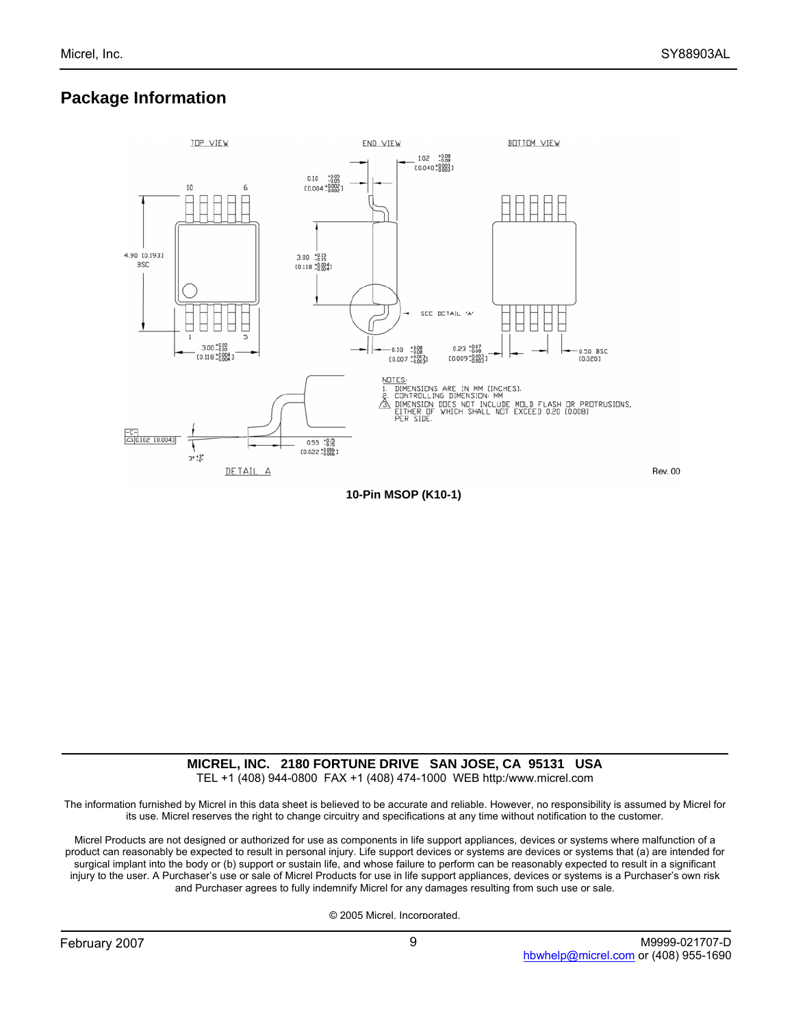## Package Information

TOP VIEW

END VIEW

BOTTOM VIEW

NOTES:
1. DIMENSIONS ARE IN MM [INCHES].
2. CONTROLLING DIMENSION: MM
3. DIMENSION DOES NOT INCLUDE MOLD FLASH OR PROTRUSIONS, EITHER OF WHICH SHALL NOT EXCEED 0.20 [0.008] PER SIDE.

DETAIL A

Rev. 00

**10-Pin MSOP (K10-1)**

**MICREL, INC. 2180 FORTUNE DRIVE SAN JOSE, CA 95131 USA**

TEL +1 (408) 944-0800 FAX +1 (408) 474-1000 WEB http:/www.micrel.com

The information furnished by Micrel in this data sheet is believed to be accurate and reliable. However, no responsibility is assumed by Micrel for its use. Micrel reserves the right to change circuitry and specifications at any time without notification to the customer.

Micrel Products are not designed or authorized for use as components in life support appliances, devices or systems where malfunction of a product can reasonably be expected to result in personal injury. Life support devices or systems are devices or systems that (a) are intended for surgical implant into the body or (b) support or sustain life, and whose failure to perform can be reasonably expected to result in a significant injury to the user. A Purchaser's use or sale of Micrel Products for use in life support appliances, devices or systems is a Purchaser's own risk and Purchaser agrees to fully indemnify Micrel for any damages resulting from such use or sale.

© 2005 Micrel, Incorporated.